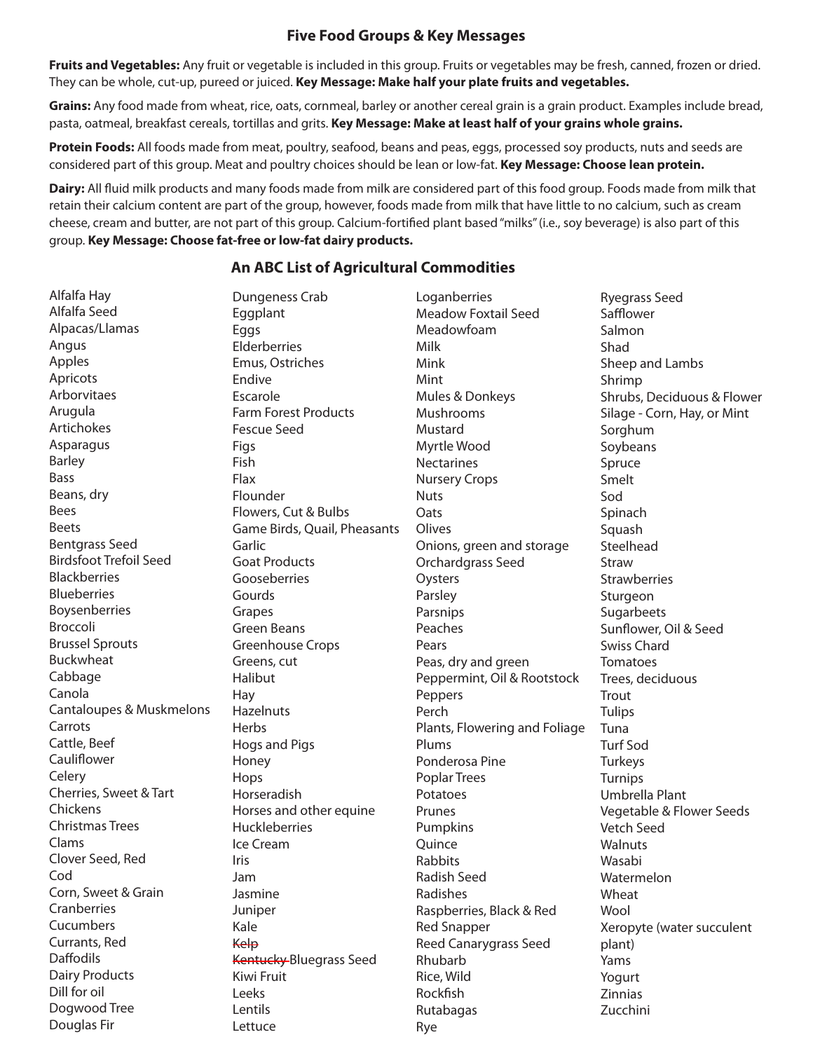## Five Food Groups & Key Messages

**Fruits and Vegetables:** Any fruit or vegetable is included in this group. Fruits or vegetables may be fresh, canned, frozen or dried. They can be whole, cut-up, pureed or juiced. **Key Message: Make half your plate fruits and vegetables.**

**Grains:** Any food made from wheat, rice, oats, cornmeal, barley or another cereal grain is a grain product. Examples include bread, pasta, oatmeal, breakfast cereals, tortillas and grits. **Key Message: Make at least half of your grains whole grains.**

**Protein Foods:** All foods made from meat, poultry, seafood, beans and peas, eggs, processed soy products, nuts and seeds are considered part of this group. Meat and poultry choices should be lean or low-fat. **Key Message: Choose lean protein.**

**Dairy:** All fluid milk products and many foods made from milk are considered part of this food group. Foods made from milk that retain their calcium content are part of the group, however, foods made from milk that have little to no calcium, such as cream cheese, cream and butter, are not part of this group. Calcium-fortified plant based "milks" (i.e., soy beverage) is also part of this group. **Key Message: Choose fat-free or low-fat dairy products.**

## An ABC List of Agricultural Commodities

Alfalfa Hay
Alfalfa Seed
Alpacas/Llamas
Angus
Apples
Apricots
Arborvitaes
Arugula
Artichokes
Asparagus
Barley
Bass
Beans, dry
Bees
Beets
Bentgrass Seed
Birdsfoot Trefoil Seed
Blackberries
Blueberries
Boysenberries
Broccoli
Brussel Sprouts
Buckwheat
Cabbage
Canola
Cantaloupes & Muskmelons
Carrots
Cattle, Beef
Cauliflower
Celery
Cherries, Sweet & Tart
Chickens
Christmas Trees
Clams
Clover Seed, Red
Cod
Corn, Sweet & Grain
Cranberries
Cucumbers
Currants, Red
Daffodils
Dairy Products
Dill for oil
Dogwood Tree
Douglas Fir
Dungeness Crab
Eggplant
Eggs
Elderberries
Emus, Ostriches
Endive
Escarole
Farm Forest Products
Fescue Seed
Figs
Fish
Flax
Flounder
Flowers, Cut & Bulbs
Game Birds, Quail, Pheasants
Garlic
Goat Products
Gooseberries
Gourds
Grapes
Green Beans
Greenhouse Crops
Greens, cut
Halibut
Hay
Hazelnuts
Herbs
Hogs and Pigs
Honey
Hops
Horseradish
Horses and other equine
Huckleberries
Ice Cream
Iris
Jam
Jasmine
Juniper
Kale
~~Kelp~~
~~Kentucky~~ Bluegrass Seed
Kiwi Fruit
Leeks
Lentils
Lettuce
Loganberries
Meadow Foxtail Seed
Meadowfoam
Milk
Mink
Mint
Mules & Donkeys
Mushrooms
Mustard
Myrtle Wood
Nectarines
Nursery Crops
Nuts
Oats
Olives
Onions, green and storage
Orchardgrass Seed
Oysters
Parsley
Parsnips
Peaches
Pears
Peas, dry and green
Peppermint, Oil & Rootstock
Peppers
Perch
Plants, Flowering and Foliage
Plums
Ponderosa Pine
Poplar Trees
Potatoes
Prunes
Pumpkins
Quince
Rabbits
Radish Seed
Radishes
Raspberries, Black & Red
Red Snapper
Reed Canarygrass Seed
Rhubarb
Rice, Wild
Rockfish
Rutabagas
Rye
Ryegrass Seed
Safflower
Salmon
Shad
Sheep and Lambs
Shrimp
Shrubs, Deciduous & Flower
Silage - Corn, Hay, or Mint
Sorghum
Soybeans
Spruce
Smelt
Sod
Spinach
Squash
Steelhead
Straw
Strawberries
Sturgeon
Sugarbeets
Sunflower, Oil & Seed
Swiss Chard
Tomatoes
Trees, deciduous
Trout
Tulips
Tuna
Turf Sod
Turkeys
Turnips
Umbrella Plant
Vegetable & Flower Seeds
Vetch Seed
Walnuts
Wasabi
Watermelon
Wheat
Wool
Xeropyte (water succulent plant)
Yams
Yogurt
Zinnias
Zucchini